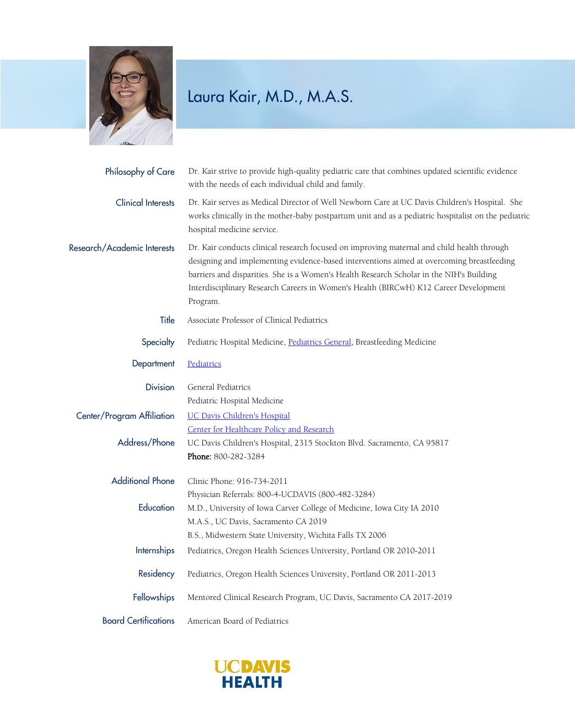# Laura Kair, M.D., M.A.S.

**Philosophy of Care**
Dr. Kair strive to provide high-quality pediatric care that combines updated scientific evidence with the needs of each individual child and family.

**Clinical Interests**
Dr. Kair serves as Medical Director of Well Newborn Care at UC Davis Children's Hospital. She works clinically in the mother-baby postpartum unit and as a pediatric hospitalist on the pediatric hospital medicine service.

**Research/Academic Interests**
Dr. Kair conducts clinical research focused on improving maternal and child health through designing and implementing evidence-based interventions aimed at overcoming breastfeeding barriers and disparities. She is a Women's Health Research Scholar in the NIH's Building Interdisciplinary Research Careers in Women's Health (BIRCwH) K12 Career Development Program.

**Title**
Associate Professor of Clinical Pediatrics

**Specialty**
Pediatric Hospital Medicine, Pediatrics General, Breastfeeding Medicine

**Department**
Pediatrics

**Division**
General Pediatrics
Pediatric Hospital Medicine

**Center/Program Affiliation**
UC Davis Children's Hospital
Center for Healthcare Policy and Research

**Address/Phone**
UC Davis Children's Hospital, 2315 Stockton Blvd. Sacramento, CA 95817
**Phone:** 800-282-3284

**Additional Phone**
Clinic Phone: 916-734-2011
Physician Referrals: 800-4-UCDAVIS (800-482-3284)

**Education**
M.D., University of Iowa Carver College of Medicine, Iowa City IA 2010
M.A.S., UC Davis, Sacramento CA 2019
B.S., Midwestern State University, Wichita Falls TX 2006

**Internships**
Pediatrics, Oregon Health Sciences University, Portland OR 2010-2011

**Residency**
Pediatrics, Oregon Health Sciences University, Portland OR 2011-2013

**Fellowships**
Mentored Clinical Research Program, UC Davis, Sacramento CA 2017-2019

**Board Certifications**
American Board of Pediatrics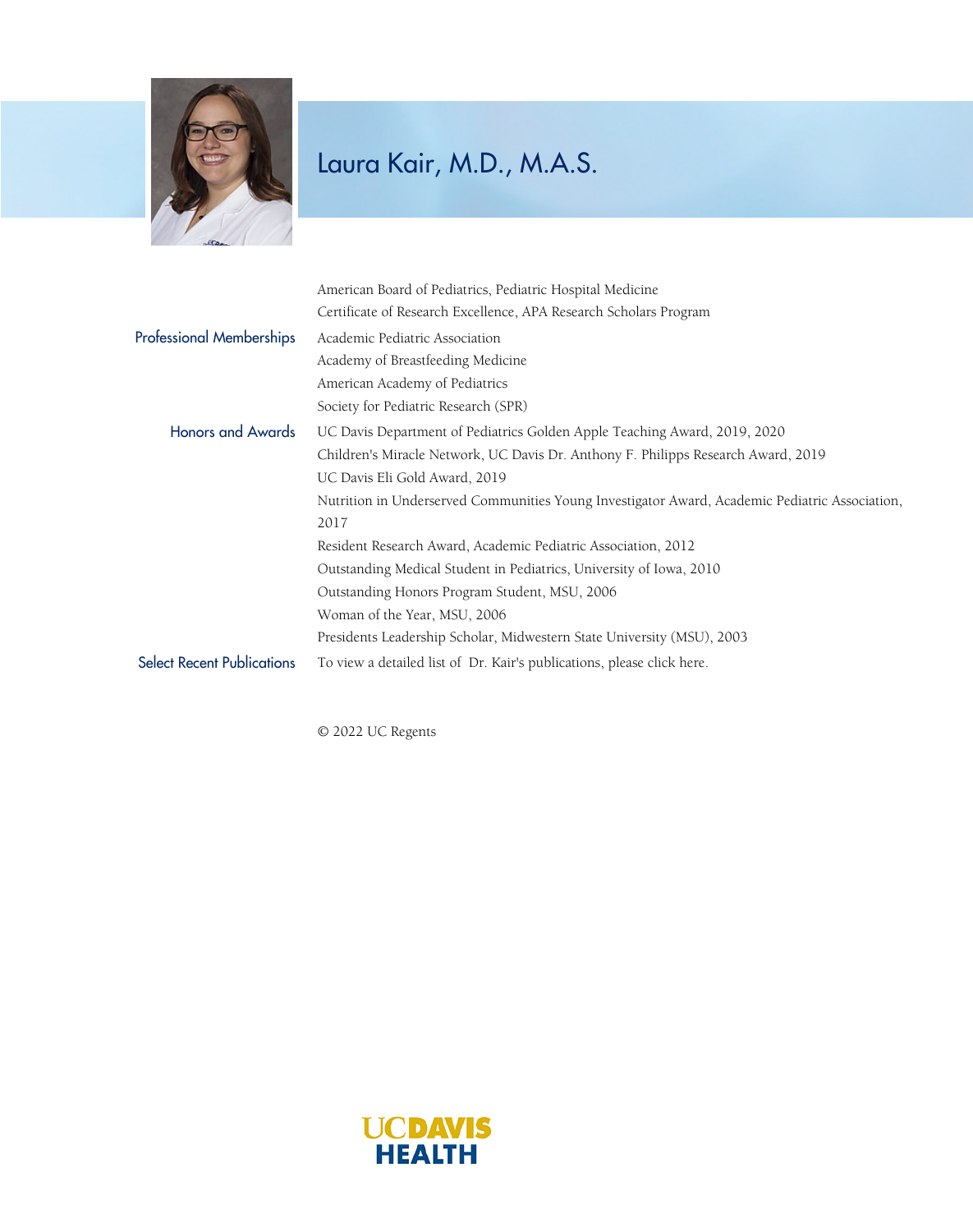# Laura Kair, M.D., M.A.S.

American Board of Pediatrics, Pediatric Hospital Medicine
Certificate of Research Excellence, APA Research Scholars Program

## Professional Memberships

Academic Pediatric Association
Academy of Breastfeeding Medicine
American Academy of Pediatrics
Society for Pediatric Research (SPR)

## Honors and Awards

UC Davis Department of Pediatrics Golden Apple Teaching Award, 2019, 2020
Children's Miracle Network, UC Davis Dr. Anthony F. Philipps Research Award, 2019
UC Davis Eli Gold Award, 2019
Nutrition in Underserved Communities Young Investigator Award, Academic Pediatric Association, 2017
Resident Research Award, Academic Pediatric Association, 2012
Outstanding Medical Student in Pediatrics, University of Iowa, 2010
Outstanding Honors Program Student, MSU, 2006
Woman of the Year, MSU, 2006
Presidents Leadership Scholar, Midwestern State University (MSU), 2003

## Select Recent Publications

To view a detailed list of Dr. Kair's publications, please click here.

© 2022 UC Regents

UC DAVIS HEALTH